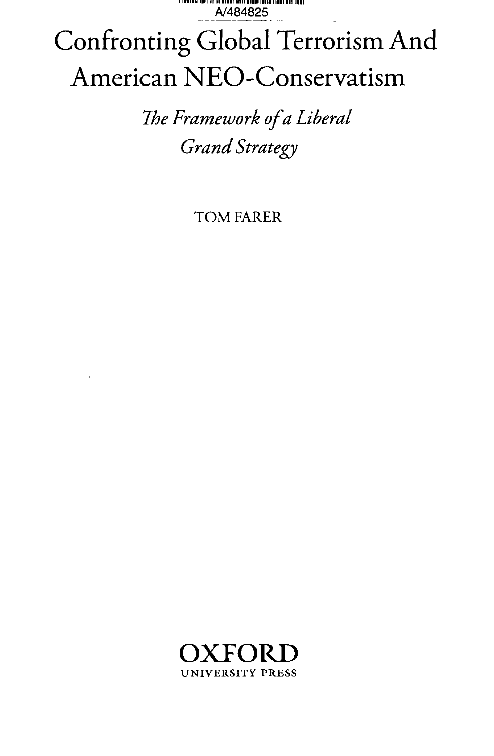A/484825

# Confronting Global Terrorism And American NEO-Conservatism

*The Framework of a Liberal Grand Strategy*

TOM FARER

OXFORD
UNIVERSITY PRESS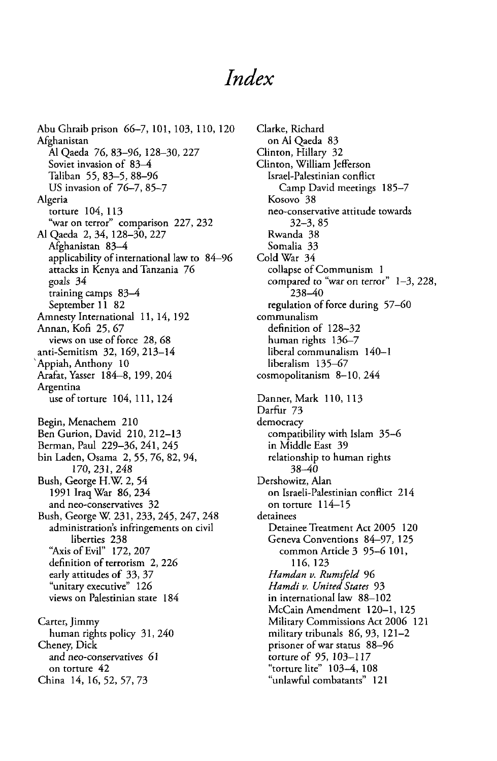# *Index*

Abu Ghraib prison 66–7, 101, 103, 110, 120
Afghanistan
  Al Qaeda 76, 83–96, 128–30, 227
  Soviet invasion of 83–4
  Taliban 55, 83–5, 88–96
  US invasion of 76–7, 85–7
Algeria
  torture 104, 113
  "war on terror" comparison 227, 232
Al Qaeda 2, 34, 128–30, 227
  Afghanistan 83–4
  applicability of international law to 84–96
  attacks in Kenya and Tanzania 76
  goals 34
  training camps 83–4
  September 11 82
Amnesty International 11, 14, 192
Annan, Kofi 25, 67
  views on use of force 28, 68
anti-Semitism 32, 169, 213–14
Appiah, Anthony 10
Arafat, Yasser 184–8, 199, 204
Argentina
  use of torture 104, 111, 124

Begin, Menachem 210
Ben Gurion, David 210, 212–13
Berman, Paul 229–36, 241, 245
bin Laden, Osama 2, 55, 76, 82, 94, 170, 231, 248
Bush, George H.W. 2, 54
  1991 Iraq War 86, 234
  and neo-conservatives 32
Bush, George W. 231, 233, 245, 247, 248
  administration's infringements on civil liberties 238
  "Axis of Evil" 172, 207
  definition of terrorism 2, 226
  early attitudes of 33, 37
  "unitary executive" 126
  views on Palestinian state 184

Carter, Jimmy
  human rights policy 31, 240
Cheney, Dick
  and neo-conservatives 61
  on torture 42
China 14, 16, 52, 57, 73
Clarke, Richard
  on Al Qaeda 83
Clinton, Hillary 32
Clinton, William Jefferson
  Israel-Palestinian conflict
    Camp David meetings 185–7
  Kosovo 38
  neo-conservative attitude towards 32–3, 85
  Rwanda 38
  Somalia 33
Cold War 34
  collapse of Communism 1
  compared to "war on terror" 1–3, 228, 238–40
  regulation of force during 57–60
communalism
  definition of 128–32
  human rights 136–7
  liberal communalism 140–1
  liberalism 135–67
cosmopolitanism 8–10, 244

Danner, Mark 110, 113
Darfur 73
democracy
  compatibility with Islam 35–6
  in Middle East 39
  relationship to human rights 38–40
Dershowitz, Alan
  on Israeli-Palestinian conflict 214
  on torture 114–15
detainees
  Detainee Treatment Act 2005 120
  Geneva Conventions 84–97, 125
    common Article 3 95–6 101, 116, 123
  *Hamdan v. Rumsfeld* 96
  *Hamdi v. United States* 93
  in international law 88–102
  McCain Amendment 120–1, 125
  Military Commissions Act 2006 121
  military tribunals 86, 93, 121–2
  prisoner of war status 88–96
  torture of 95, 103–117
  "torture lite" 103–4, 108
  "unlawful combatants" 121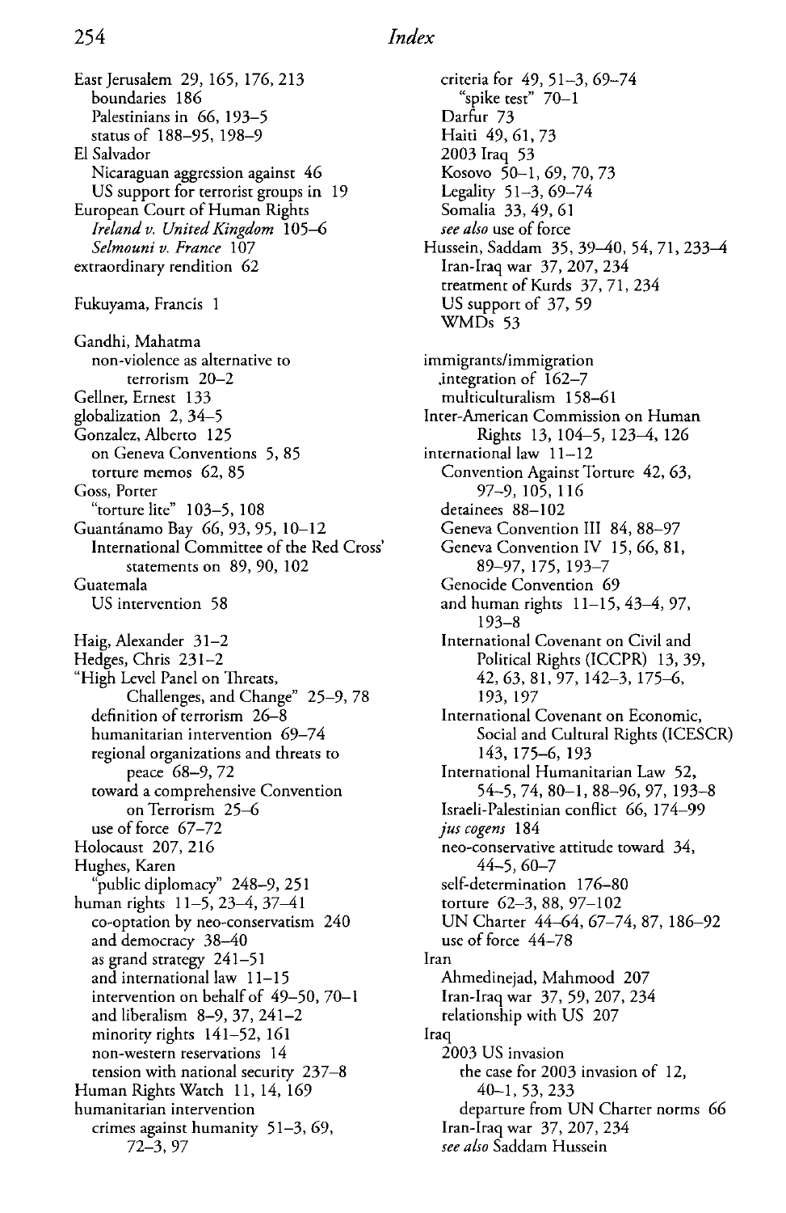East Jerusalem 29, 165, 176, 213
  boundaries 186
  Palestinians in 66, 193–5
  status of 188–95, 198–9
El Salvador
  Nicaraguan aggression against 46
  US support for terrorist groups in 19
European Court of Human Rights
  *Ireland v. United Kingdom* 105–6
  *Selmouni v. France* 107
extraordinary rendition 62

Fukuyama, Francis 1

Gandhi, Mahatma
  non-violence as alternative to terrorism 20–2
Gellner, Ernest 133
globalization 2, 34–5
Gonzalez, Alberto 125
  on Geneva Conventions 5, 85
  torture memos 62, 85
Goss, Porter
  "torture lite" 103–5, 108
Guantánamo Bay 66, 93, 95, 10–12
  International Committee of the Red Cross' statements on 89, 90, 102
Guatemala
  US intervention 58

Haig, Alexander 31–2
Hedges, Chris 231–2
"High Level Panel on Threats, Challenges, and Change" 25–9, 78
  definition of terrorism 26–8
  humanitarian intervention 69–74
  regional organizations and threats to peace 68–9, 72
  toward a comprehensive Convention on Terrorism 25–6
  use of force 67–72
Holocaust 207, 216
Hughes, Karen
  "public diplomacy" 248–9, 251
human rights 11–5, 23–4, 37–41
  co-optation by neo-conservatism 240
  and democracy 38–40
  as grand strategy 241–51
  and international law 11–15
  intervention on behalf of 49–50, 70–1
  and liberalism 8–9, 37, 241–2
  minority rights 141–52, 161
  non-western reservations 14
  tension with national security 237–8
Human Rights Watch 11, 14, 169
humanitarian intervention
  crimes against humanity 51–3, 69, 72–3, 97
  criteria for 49, 51–3, 69–74
    "spike test" 70–1
  Darfur 73
  Haiti 49, 61, 73
  2003 Iraq 53
  Kosovo 50–1, 69, 70, 73
  Legality 51–3, 69–74
  Somalia 33, 49, 61
  *see also* use of force
Hussein, Saddam 35, 39–40, 54, 71, 233–4
  Iran-Iraq war 37, 207, 234
  treatment of Kurds 37, 71, 234
  US support of 37, 59
  WMDs 53

immigrants/immigration
  integration of 162–7
  multiculturalism 158–61
Inter-American Commission on Human Rights 13, 104–5, 123–4, 126
international law 11–12
  Convention Against Torture 42, 63, 97–9, 105, 116
  detainees 88–102
  Geneva Convention III 84, 88–97
  Geneva Convention IV 15, 66, 81, 89–97, 175, 193–7
  Genocide Convention 69
  and human rights 11–15, 43–4, 97, 193–8
  International Covenant on Civil and Political Rights (ICCPR) 13, 39, 42, 63, 81, 97, 142–3, 175–6, 193, 197
  International Covenant on Economic, Social and Cultural Rights (ICESCR) 143, 175–6, 193
  International Humanitarian Law 52, 54–5, 74, 80–1, 88–96, 97, 193–8
  Israeli-Palestinian conflict 66, 174–99
  *jus cogens* 184
  neo-conservative attitude toward 34, 44–5, 60–7
  self-determination 176–80
  torture 62–3, 88, 97–102
  UN Charter 44–64, 67–74, 87, 186–92
  use of force 44–78
Iran
  Ahmedinejad, Mahmood 207
  Iran-Iraq war 37, 59, 207, 234
  relationship with US 207
Iraq
  2003 US invasion
    the case for 2003 invasion of 12, 40–1, 53, 233
    departure from UN Charter norms 66
  Iran-Iraq war 37, 207, 234
  *see also* Saddam Hussein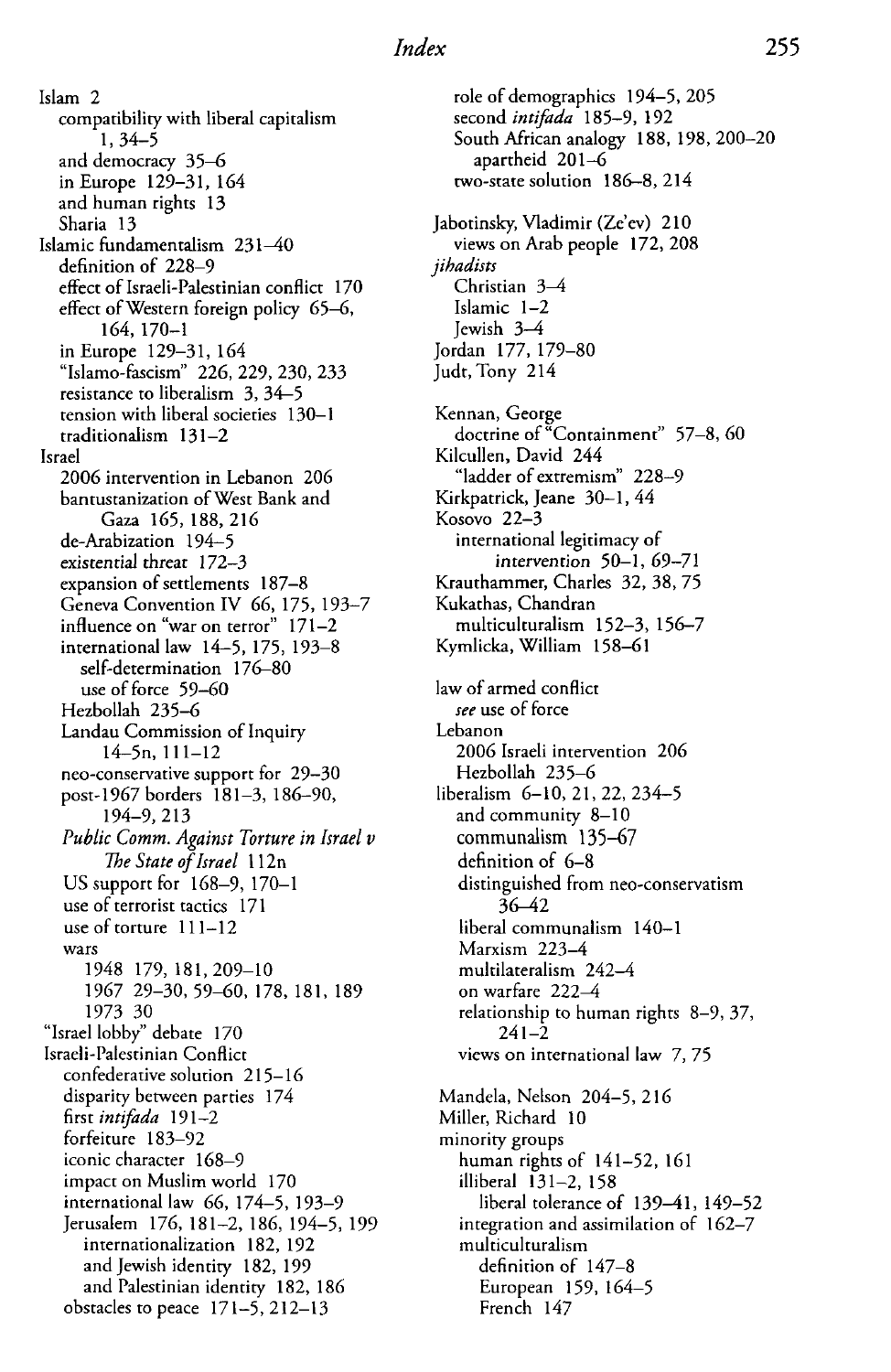# Index

Islam 2
  compatibility with liberal capitalism 1, 34–5
  and democracy 35–6
  in Europe 129–31, 164
  and human rights 13
  Sharia 13
Islamic fundamentalism 231–40
  definition of 228–9
  effect of Israeli-Palestinian conflict 170
  effect of Western foreign policy 65–6, 164, 170–1
  in Europe 129–31, 164
  "Islamo-fascism" 226, 229, 230, 233
  resistance to liberalism 3, 34–5
  tension with liberal societies 130–1
  traditionalism 131–2
Israel
  2006 intervention in Lebanon 206
  bantustanization of West Bank and Gaza 165, 188, 216
  de-Arabization 194–5
  existential threat 172–3
  expansion of settlements 187–8
  Geneva Convention IV 66, 175, 193–7
  influence on "war on terror" 171–2
  international law 14–5, 175, 193–8
    self-determination 176–80
    use of force 59–60
  Hezbollah 235–6
  Landau Commission of Inquiry 14–5n, 111–12
  neo-conservative support for 29–30
  post-1967 borders 181–3, 186–90, 194–9, 213
  *Public Comm. Against Torture in Israel v The State of Israel* 112n
  US support for 168–9, 170–1
  use of terrorist tactics 171
  use of torture 111–12
  wars
    1948 179, 181, 209–10
    1967 29–30, 59–60, 178, 181, 189
    1973 30
"Israel lobby" debate 170
Israeli-Palestinian Conflict
  confederative solution 215–16
  disparity between parties 174
  first *intifada* 191–2
  forfeiture 183–92
  iconic character 168–9
  impact on Muslim world 170
  international law 66, 174–5, 193–9
  Jerusalem 176, 181–2, 186, 194–5, 199
    internationalization 182, 192
    and Jewish identity 182, 199
    and Palestinian identity 182, 186
  obstacles to peace 171–5, 212–13
  role of demographics 194–5, 205
  second *intifada* 185–9, 192
  South African analogy 188, 198, 200–20
    apartheid 201–6
  two-state solution 186–8, 214

Jabotinsky, Vladimir (Ze'ev) 210
  views on Arab people 172, 208
*jihadists*
  Christian 3–4
  Islamic 1–2
  Jewish 3–4
Jordan 177, 179–80
Judt, Tony 214

Kennan, George
  doctrine of "Containment" 57–8, 60
Kilcullen, David 244
  "ladder of extremism" 228–9
Kirkpatrick, Jeane 30–1, 44
Kosovo 22–3
  international legitimacy of intervention 50–1, 69–71
Krauthammer, Charles 32, 38, 75
Kukathas, Chandran
  multiculturalism 152–3, 156–7
Kymlicka, William 158–61

law of armed conflict
  *see* use of force
Lebanon
  2006 Israeli intervention 206
  Hezbollah 235–6
liberalism 6–10, 21, 22, 234–5
  and community 8–10
  communalism 135–67
  definition of 6–8
  distinguished from neo-conservatism 36–42
  liberal communalism 140–1
  Marxism 223–4
  multilateralism 242–4
  on warfare 222–4
  relationship to human rights 8–9, 37, 241–2
  views on international law 7, 75

Mandela, Nelson 204–5, 216
Miller, Richard 10
minority groups
  human rights of 141–52, 161
  illiberal 131–2, 158
    liberal tolerance of 139–41, 149–52
  integration and assimilation of 162–7
  multiculturalism
    definition of 147–8
    European 159, 164–5
    French 147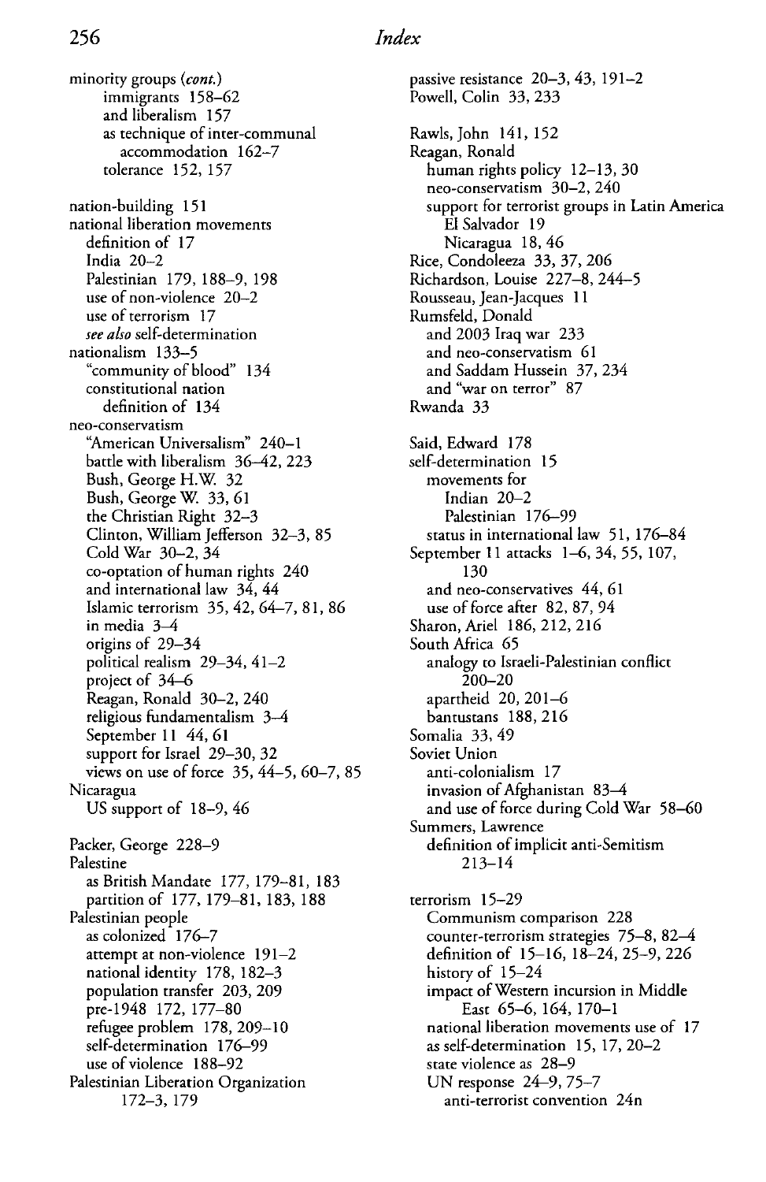minority groups (*cont.*)
- immigrants 158–62
- and liberalism 157
- as technique of inter-communal accommodation 162–7
- tolerance 152, 157

nation-building 151

national liberation movements
- definition of 17
- India 20–2
- Palestinian 179, 188–9, 198
- use of non-violence 20–2
- use of terrorism 17
- *see also* self-determination

nationalism 133–5
- "community of blood" 134
- constitutional nation
  - definition of 134

neo-conservatism
- "American Universalism" 240–1
- battle with liberalism 36–42, 223
- Bush, George H.W. 32
- Bush, George W. 33, 61
- the Christian Right 32–3
- Clinton, William Jefferson 32–3, 85
- Cold War 30–2, 34
- co-optation of human rights 240
- and international law 34, 44
- Islamic terrorism 35, 42, 64–7, 81, 86
- in media 3–4
- origins of 29–34
- political realism 29–34, 41–2
- project of 34–6
- Reagan, Ronald 30–2, 240
- religious fundamentalism 3–4
- September 11 44, 61
- support for Israel 29–30, 32
- views on use of force 35, 44–5, 60–7, 85

Nicaragua
- US support of 18–9, 46

Packer, George 228–9

Palestine
- as British Mandate 177, 179–81, 183
- partition of 177, 179–81, 183, 188

Palestinian people
- as colonized 176–7
- attempt at non-violence 191–2
- national identity 178, 182–3
- population transfer 203, 209
- pre-1948 172, 177–80
- refugee problem 178, 209–10
- self-determination 176–99
- use of violence 188–92

Palestinian Liberation Organization 172–3, 179

passive resistance 20–3, 43, 191–2

Powell, Colin 33, 233

Rawls, John 141, 152

Reagan, Ronald
- human rights policy 12–13, 30
- neo-conservatism 30–2, 240
- support for terrorist groups in Latin America
  - El Salvador 19
  - Nicaragua 18, 46

Rice, Condoleeza 33, 37, 206

Richardson, Louise 227–8, 244–5

Rousseau, Jean-Jacques 11

Rumsfeld, Donald
- and 2003 Iraq war 233
- and neo-conservatism 61
- and Saddam Hussein 37, 234
- and "war on terror" 87

Rwanda 33

Said, Edward 178

self-determination 15
- movements for
  - Indian 20–2
  - Palestinian 176–99
- status in international law 51, 176–84

September 11 attacks 1–6, 34, 55, 107, 130
- and neo-conservatives 44, 61
- use of force after 82, 87, 94

Sharon, Ariel 186, 212, 216

South Africa 65
- analogy to Israeli-Palestinian conflict 200–20
- apartheid 20, 201–6
- bantustans 188, 216

Somalia 33, 49

Soviet Union
- anti-colonialism 17
- invasion of Afghanistan 83–4
- and use of force during Cold War 58–60

Summers, Lawrence
- definition of implicit anti-Semitism 213–14

terrorism 15–29
- Communism comparison 228
- counter-terrorism strategies 75–8, 82–4
- definition of 15–16, 18–24, 25–9, 226
- history of 15–24
- impact of Western incursion in Middle East 65–6, 164, 170–1
- national liberation movements use of 17
- as self-determination 15, 17, 20–2
- state violence as 28–9
- UN response 24–9, 75–7
  - anti-terrorist convention 24n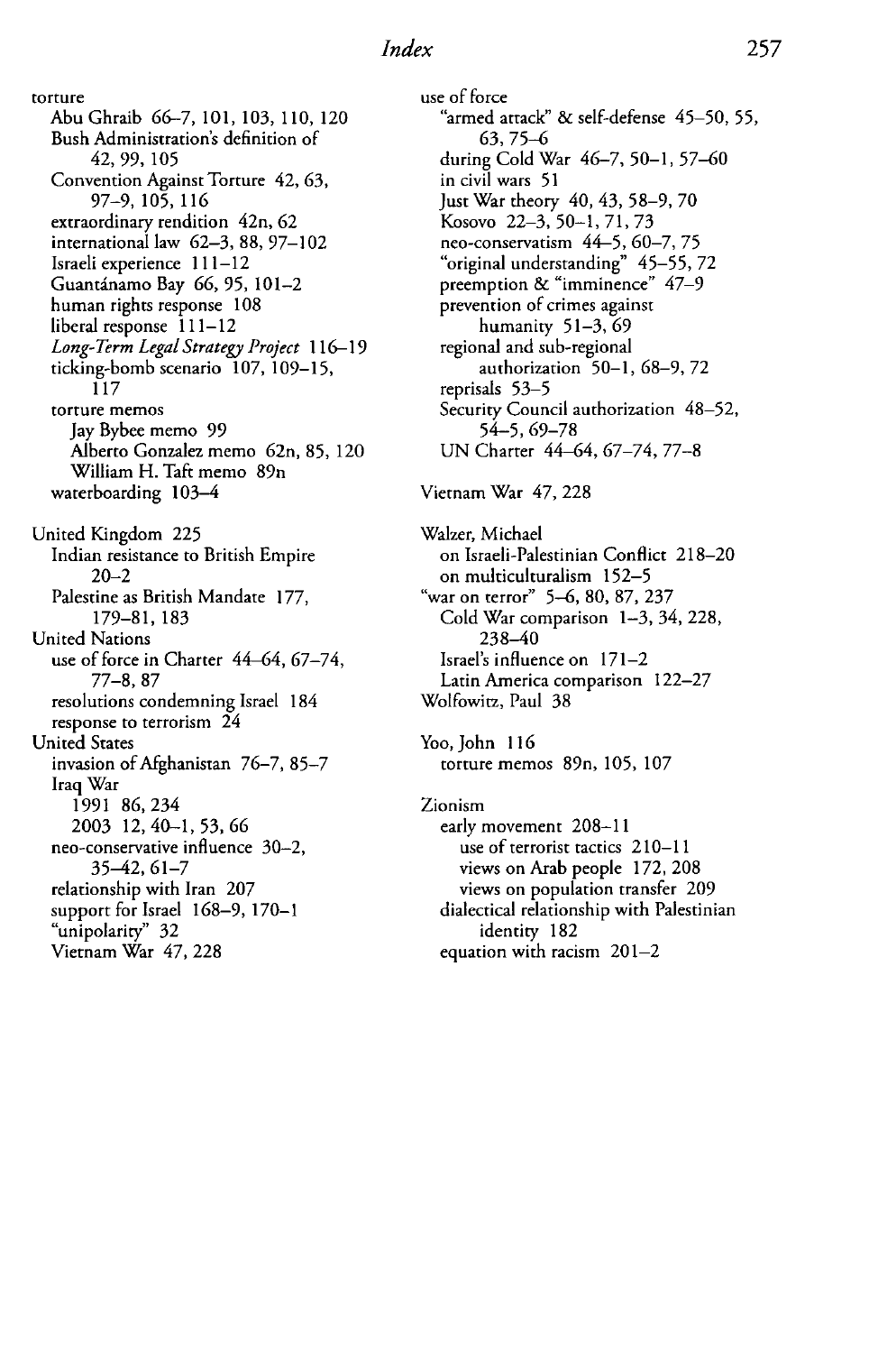torture
- Abu Ghraib 66–7, 101, 103, 110, 120
- Bush Administration's definition of 42, 99, 105
- Convention Against Torture 42, 63, 97–9, 105, 116
- extraordinary rendition 42n, 62
- international law 62–3, 88, 97–102
- Israeli experience 111–12
- Guantánamo Bay 66, 95, 101–2
- human rights response 108
- liberal response 111–12
- *Long-Term Legal Strategy Project* 116–19
- ticking-bomb scenario 107, 109–15, 117
- torture memos
  - Jay Bybee memo 99
  - Alberto Gonzalez memo 62n, 85, 120
  - William H. Taft memo 89n
- waterboarding 103–4

United Kingdom 225
- Indian resistance to British Empire 20–2
- Palestine as British Mandate 177, 179–81, 183

United Nations
- use of force in Charter 44–64, 67–74, 77–8, 87
- resolutions condemning Israel 184
- response to terrorism 24

United States
- invasion of Afghanistan 76–7, 85–7
- Iraq War
  - 1991 86, 234
  - 2003 12, 40–1, 53, 66
- neo-conservative influence 30–2, 35–42, 61–7
- relationship with Iran 207
- support for Israel 168–9, 170–1
- "unipolarity" 32
- Vietnam War 47, 228

use of force
- "armed attack" & self-defense 45–50, 55, 63, 75–6
- during Cold War 46–7, 50–1, 57–60
- in civil wars 51
- Just War theory 40, 43, 58–9, 70
- Kosovo 22–3, 50–1, 71, 73
- neo-conservatism 44–5, 60–7, 75
- "original understanding" 45–55, 72
- preemption & "imminence" 47–9
- prevention of crimes against humanity 51–3, 69
- regional and sub-regional authorization 50–1, 68–9, 72
- reprisals 53–5
- Security Council authorization 48–52, 54–5, 69–78
- UN Charter 44–64, 67–74, 77–8

Vietnam War 47, 228

Walzer, Michael
- on Israeli-Palestinian Conflict 218–20
- on multiculturalism 152–5

"war on terror" 5–6, 80, 87, 237
- Cold War comparison 1–3, 34, 228, 238–40
- Israel's influence on 171–2
- Latin America comparison 122–27

Wolfowitz, Paul 38

Yoo, John 116
- torture memos 89n, 105, 107

Zionism
- early movement 208–11
  - use of terrorist tactics 210–11
  - views on Arab people 172, 208
  - views on population transfer 209
- dialectical relationship with Palestinian identity 182
- equation with racism 201–2